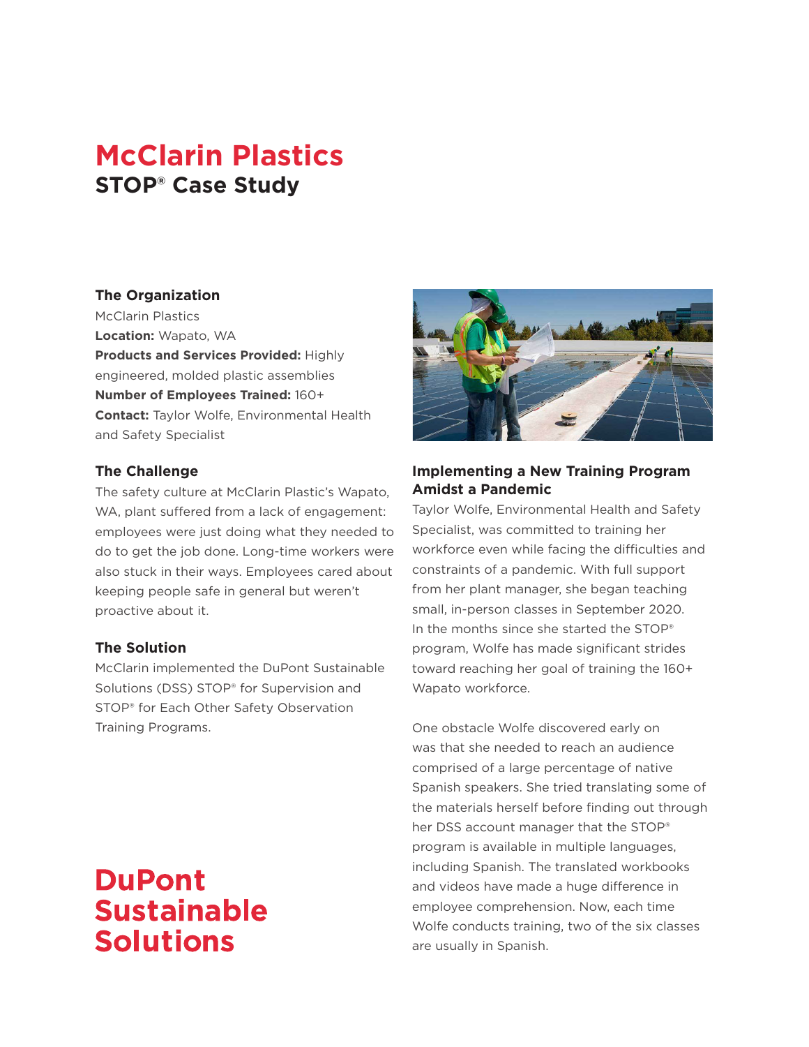# McClarin Plastics

## STOP® Case Study

### The Organization

McClarin Plastics

**Location:** Wapato, WA

**Products and Services Provided:** Highly engineered, molded plastic assemblies

**Number of Employees Trained:** 160+

**Contact:** Taylor Wolfe, Environmental Health and Safety Specialist

### The Challenge

The safety culture at McClarin Plastic's Wapato, WA, plant suffered from a lack of engagement: employees were just doing what they needed to do to get the job done. Long-time workers were also stuck in their ways. Employees cared about keeping people safe in general but weren't proactive about it.

### The Solution

McClarin implemented the DuPont Sustainable Solutions (DSS) STOP® for Supervision and STOP® for Each Other Safety Observation Training Programs.

DuPont Sustainable Solutions

### Implementing a New Training Program Amidst a Pandemic

Taylor Wolfe, Environmental Health and Safety Specialist, was committed to training her workforce even while facing the difficulties and constraints of a pandemic. With full support from her plant manager, she began teaching small, in-person classes in September 2020. In the months since she started the STOP® program, Wolfe has made significant strides toward reaching her goal of training the 160+ Wapato workforce.

One obstacle Wolfe discovered early on was that she needed to reach an audience comprised of a large percentage of native Spanish speakers. She tried translating some of the materials herself before finding out through her DSS account manager that the STOP® program is available in multiple languages, including Spanish. The translated workbooks and videos have made a huge difference in employee comprehension. Now, each time Wolfe conducts training, two of the six classes are usually in Spanish.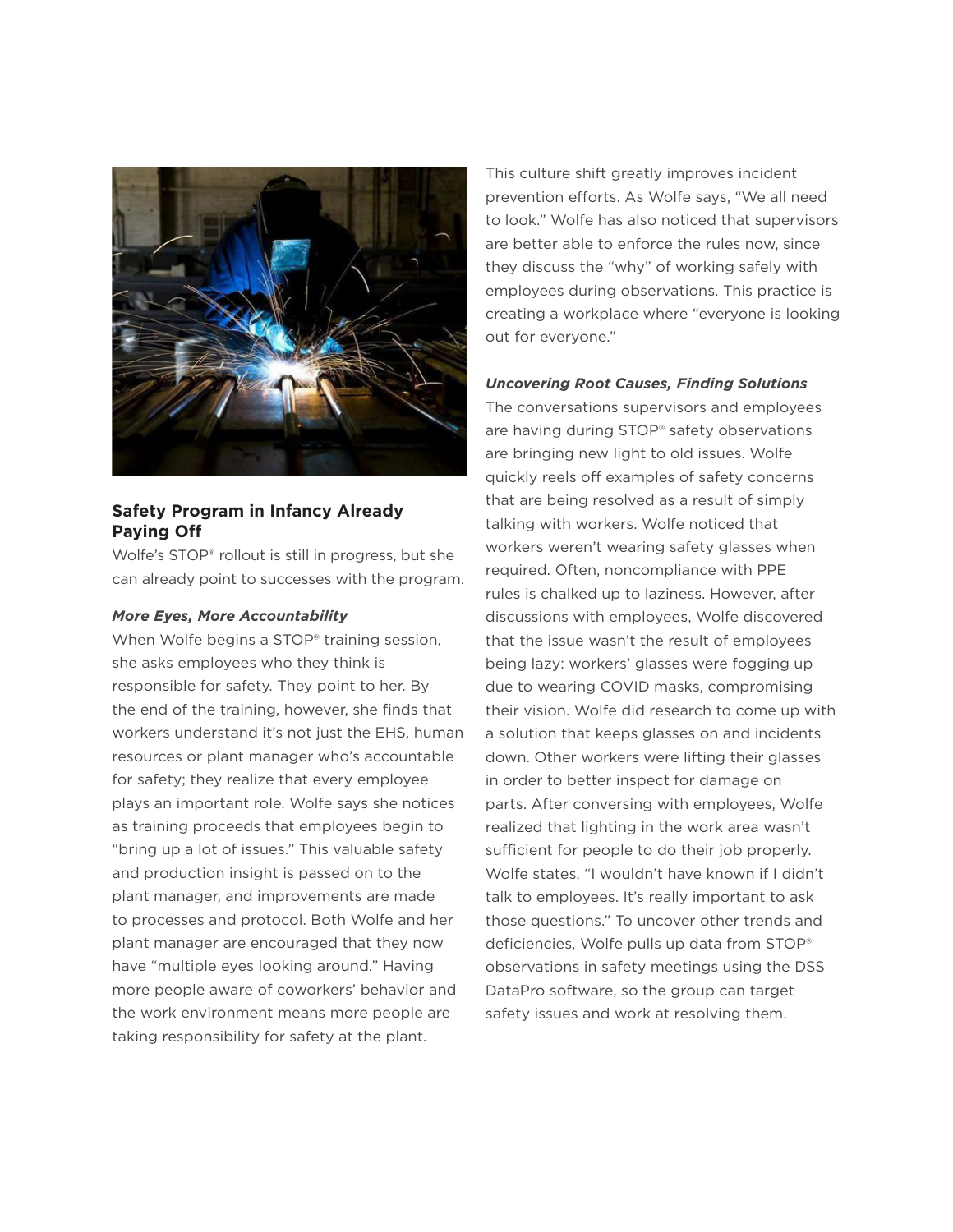## Safety Program in Infancy Already Paying Off

Wolfe's STOP® rollout is still in progress, but she can already point to successes with the program.

### *More Eyes, More Accountability*

When Wolfe begins a STOP® training session, she asks employees who they think is responsible for safety. They point to her. By the end of the training, however, she finds that workers understand it's not just the EHS, human resources or plant manager who's accountable for safety; they realize that every employee plays an important role. Wolfe says she notices as training proceeds that employees begin to "bring up a lot of issues." This valuable safety and production insight is passed on to the plant manager, and improvements are made to processes and protocol. Both Wolfe and her plant manager are encouraged that they now have "multiple eyes looking around." Having more people aware of coworkers' behavior and the work environment means more people are taking responsibility for safety at the plant.

This culture shift greatly improves incident prevention efforts. As Wolfe says, "We all need to look." Wolfe has also noticed that supervisors are better able to enforce the rules now, since they discuss the "why" of working safely with employees during observations. This practice is creating a workplace where "everyone is looking out for everyone."

### *Uncovering Root Causes, Finding Solutions*

The conversations supervisors and employees are having during STOP® safety observations are bringing new light to old issues. Wolfe quickly reels off examples of safety concerns that are being resolved as a result of simply talking with workers. Wolfe noticed that workers weren't wearing safety glasses when required. Often, noncompliance with PPE rules is chalked up to laziness. However, after discussions with employees, Wolfe discovered that the issue wasn't the result of employees being lazy: workers' glasses were fogging up due to wearing COVID masks, compromising their vision. Wolfe did research to come up with a solution that keeps glasses on and incidents down. Other workers were lifting their glasses in order to better inspect for damage on parts. After conversing with employees, Wolfe realized that lighting in the work area wasn't sufficient for people to do their job properly. Wolfe states, "I wouldn't have known if I didn't talk to employees. It's really important to ask those questions." To uncover other trends and deficiencies, Wolfe pulls up data from STOP® observations in safety meetings using the DSS DataPro software, so the group can target safety issues and work at resolving them.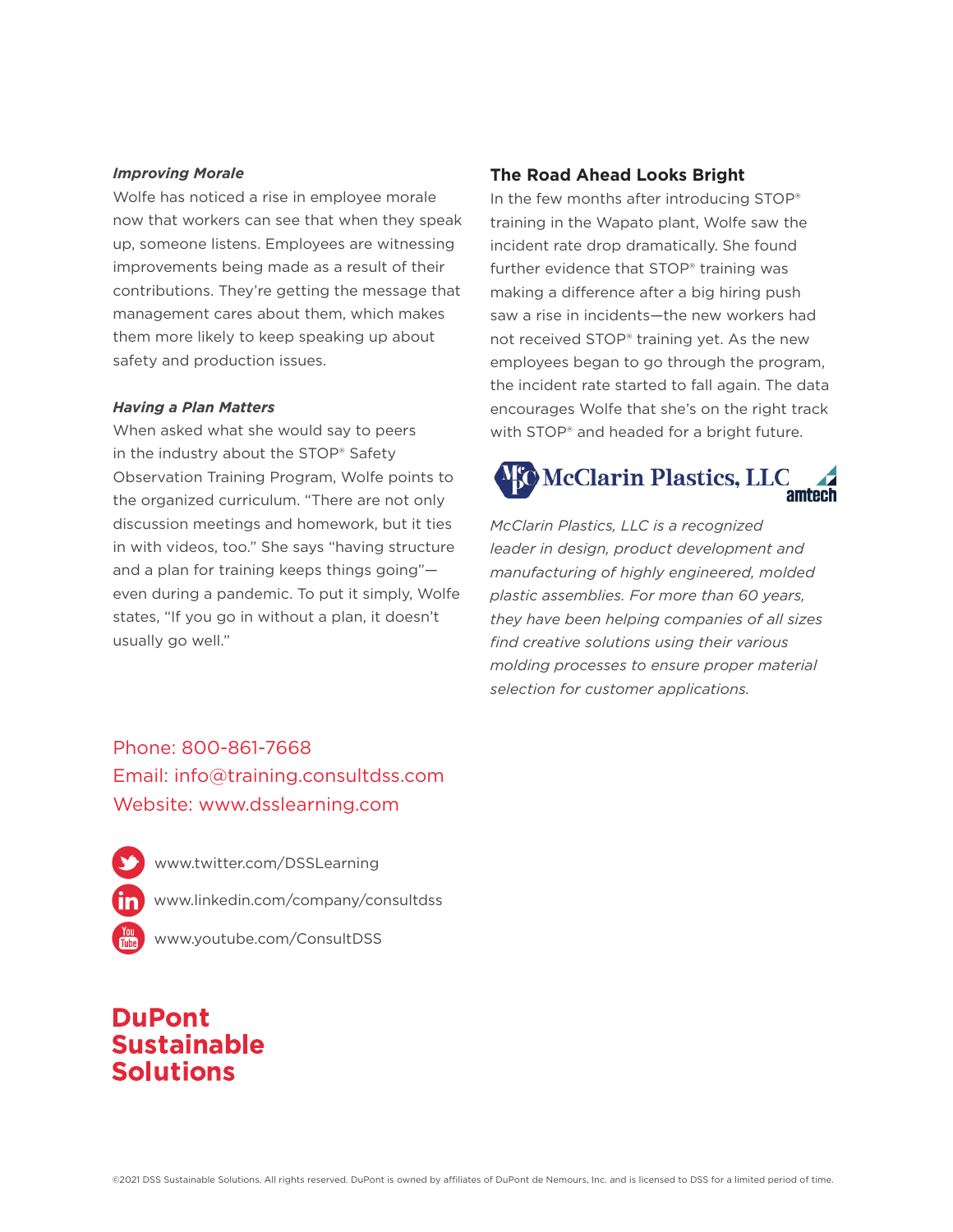***Improving Morale***

Wolfe has noticed a rise in employee morale now that workers can see that when they speak up, someone listens. Employees are witnessing improvements being made as a result of their contributions. They're getting the message that management cares about them, which makes them more likely to keep speaking up about safety and production issues.

***Having a Plan Matters***

When asked what she would say to peers in the industry about the STOP® Safety Observation Training Program, Wolfe points to the organized curriculum. "There are not only discussion meetings and homework, but it ties in with videos, too." She says "having structure and a plan for training keeps things going"—even during a pandemic. To put it simply, Wolfe states, "If you go in without a plan, it doesn't usually go well."

## The Road Ahead Looks Bright

In the few months after introducing STOP® training in the Wapato plant, Wolfe saw the incident rate drop dramatically. She found further evidence that STOP® training was making a difference after a big hiring push saw a rise in incidents—the new workers had not received STOP® training yet. As the new employees began to go through the program, the incident rate started to fall again. The data encourages Wolfe that she's on the right track with STOP® and headed for a bright future.

McClarin Plastics, LLC amtech

*McClarin Plastics, LLC is a recognized leader in design, product development and manufacturing of highly engineered, molded plastic assemblies. For more than 60 years, they have been helping companies of all sizes find creative solutions using their various molding processes to ensure proper material selection for customer applications.*

Phone: 800-861-7668
Email: info@training.consultdss.com
Website: www.dsslearning.com

www.twitter.com/DSSLearning

www.linkedin.com/company/consultdss

www.youtube.com/ConsultDSS

**DuPont Sustainable Solutions**

©2021 DSS Sustainable Solutions. All rights reserved. DuPont is owned by affiliates of DuPont de Nemours, Inc. and is licensed to DSS for a limited period of time.